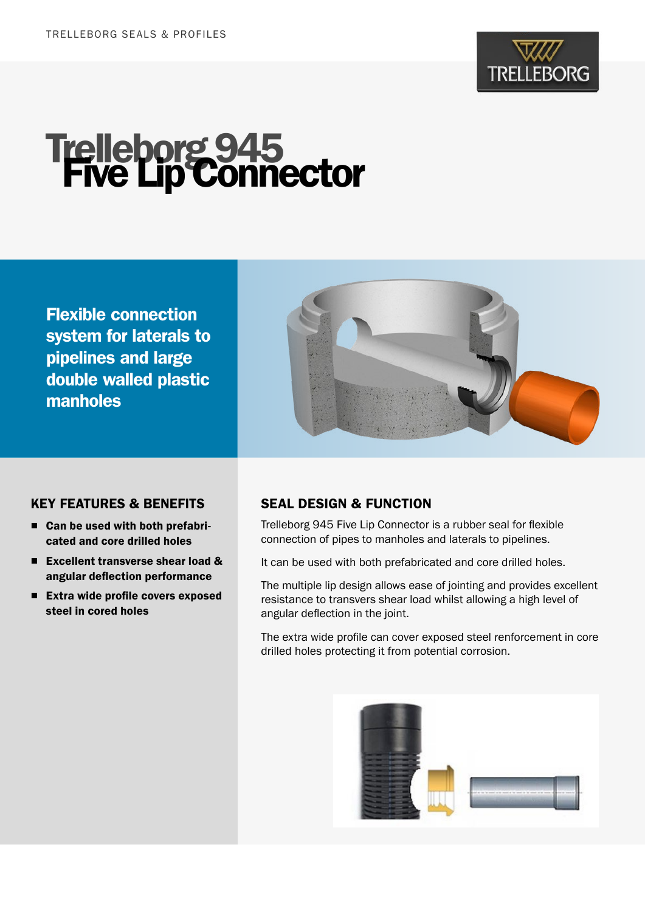# Trelleborg 945 Five Lip Connector

**Flexible connection system for laterals to pipelines and large double walled plastic manholes**

## KEY FEATURES & BENEFITS

- **Can be used with both prefabricated and core drilled holes**
- **Excellent transverse shear load & angular deflection performance**
- **Extra wide profile covers exposed steel in cored holes**

## SEAL DESIGN & FUNCTION

Trelleborg 945 Five Lip Connector is a rubber seal for flexible connection of pipes to manholes and laterals to pipelines.

It can be used with both prefabricated and core drilled holes.

The multiple lip design allows ease of jointing and provides excellent resistance to transvers shear load whilst allowing a high level of angular deflection in the joint.

The extra wide profile can cover exposed steel renforcement in core drilled holes protecting it from potential corrosion.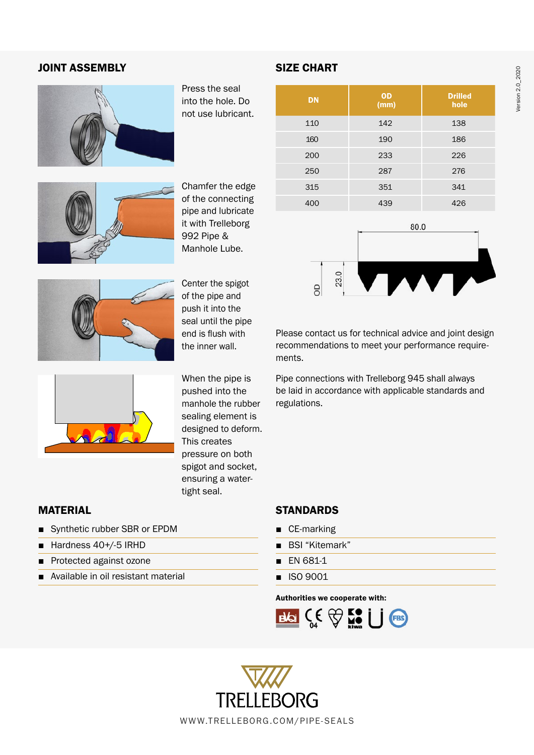## JOINT ASSEMBLY

Press the seal into the hole. Do not use lubricant.

Chamfer the edge of the connecting pipe and lubricate it with Trelleborg 992 Pipe & Manhole Lube.

Center the spigot of the pipe and push it into the seal until the pipe end is flush with the inner wall.

When the pipe is pushed into the manhole the rubber sealing element is designed to deform. This creates pressure on both spigot and socket, ensuring a water-tight seal.

## SIZE CHART

| DN | OD (mm) | Drilled hole |
|---|---|---|
| 110 | 142 | 138 |
| 160 | 190 | 186 |
| 200 | 233 | 226 |
| 250 | 287 | 276 |
| 315 | 351 | 341 |
| 400 | 439 | 426 |

80.0

23.0

OD

Please contact us for technical advice and joint design recommendations to meet your performance requirements.

Pipe connections with Trelleborg 945 shall always be laid in accordance with applicable standards and regulations.

## MATERIAL

- Synthetic rubber SBR or EPDM
- Hardness 40+/-5 IRHD
- Protected against ozone
- Available in oil resistant material

## STANDARDS

- CE-marking
- BSI "Kitemark"
- EN 681-1
- ISO 9001

**Authorities we cooperate with:**

TRELLEBORG

WWW.TRELLEBORG.COM/PIPE-SEALS